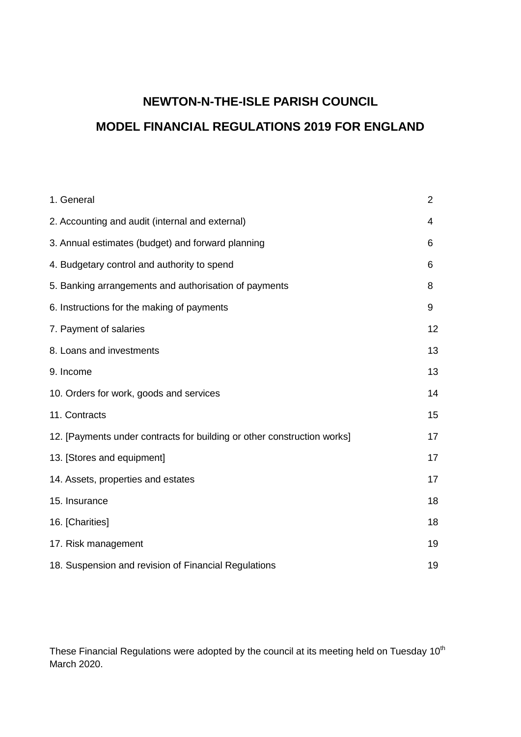# NEWTON-N-THE-ISLE PARISH COUNCIL

# MODEL FINANCIAL REGULATIONS 2019 FOR ENGLAND

| | |
|---|---|
| 1. General | 2 |
| 2. Accounting and audit (internal and external) | 4 |
| 3. Annual estimates (budget) and forward planning | 6 |
| 4. Budgetary control and authority to spend | 6 |
| 5. Banking arrangements and authorisation of payments | 8 |
| 6. Instructions for the making of payments | 9 |
| 7. Payment of salaries | 12 |
| 8. Loans and investments | 13 |
| 9. Income | 13 |
| 10. Orders for work, goods and services | 14 |
| 11. Contracts | 15 |
| 12. [Payments under contracts for building or other construction works] | 17 |
| 13. [Stores and equipment] | 17 |
| 14. Assets, properties and estates | 17 |
| 15. Insurance | 18 |
| 16. [Charities] | 18 |
| 17. Risk management | 19 |
| 18. Suspension and revision of Financial Regulations | 19 |

These Financial Regulations were adopted by the council at its meeting held on Tuesday 10th March 2020.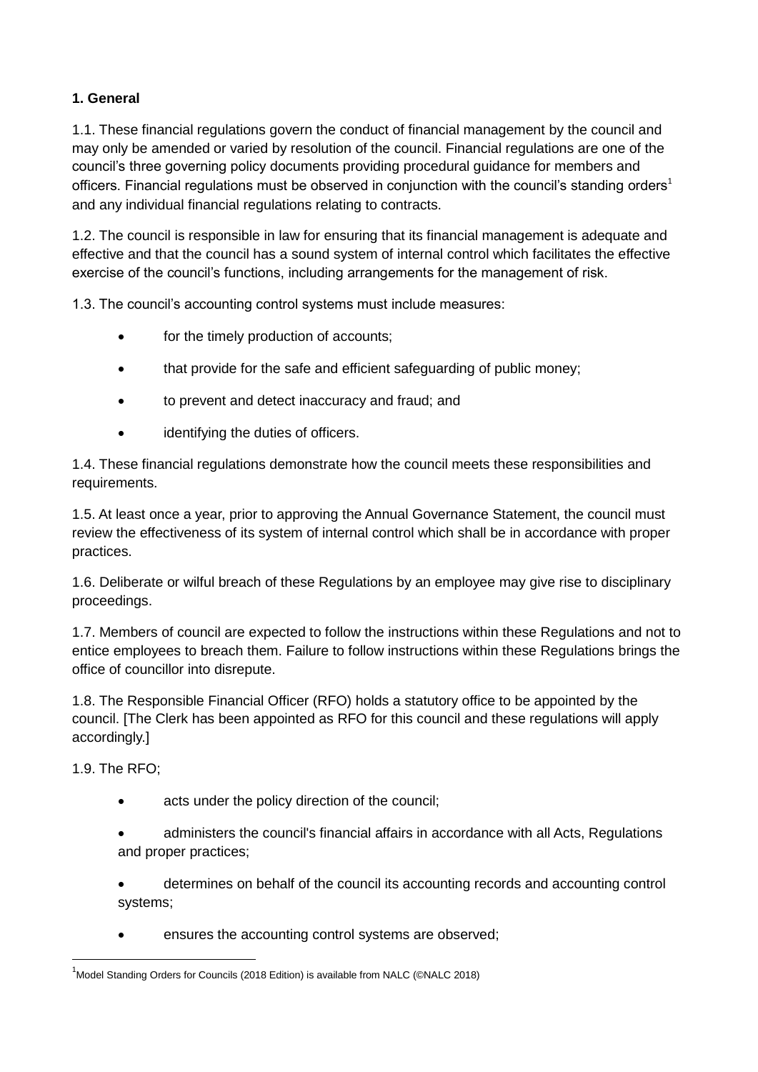**1. General**

1.1. These financial regulations govern the conduct of financial management by the council and may only be amended or varied by resolution of the council. Financial regulations are one of the council's three governing policy documents providing procedural guidance for members and officers. Financial regulations must be observed in conjunction with the council's standing orders[1] and any individual financial regulations relating to contracts.

1.2. The council is responsible in law for ensuring that its financial management is adequate and effective and that the council has a sound system of internal control which facilitates the effective exercise of the council's functions, including arrangements for the management of risk.

1.3. The council's accounting control systems must include measures:

- for the timely production of accounts;
- that provide for the safe and efficient safeguarding of public money;
- to prevent and detect inaccuracy and fraud; and
- identifying the duties of officers.

1.4. These financial regulations demonstrate how the council meets these responsibilities and requirements.

1.5. At least once a year, prior to approving the Annual Governance Statement, the council must review the effectiveness of its system of internal control which shall be in accordance with proper practices.

1.6. Deliberate or wilful breach of these Regulations by an employee may give rise to disciplinary proceedings.

1.7. Members of council are expected to follow the instructions within these Regulations and not to entice employees to breach them. Failure to follow instructions within these Regulations brings the office of councillor into disrepute.

1.8. The Responsible Financial Officer (RFO) holds a statutory office to be appointed by the council. [The Clerk has been appointed as RFO for this council and these regulations will apply accordingly.]

1.9. The RFO;

- acts under the policy direction of the council;
- administers the council's financial affairs in accordance with all Acts, Regulations and proper practices;
- determines on behalf of the council its accounting records and accounting control systems;
- ensures the accounting control systems are observed;

[1] Model Standing Orders for Councils (2018 Edition) is available from NALC (©NALC 2018)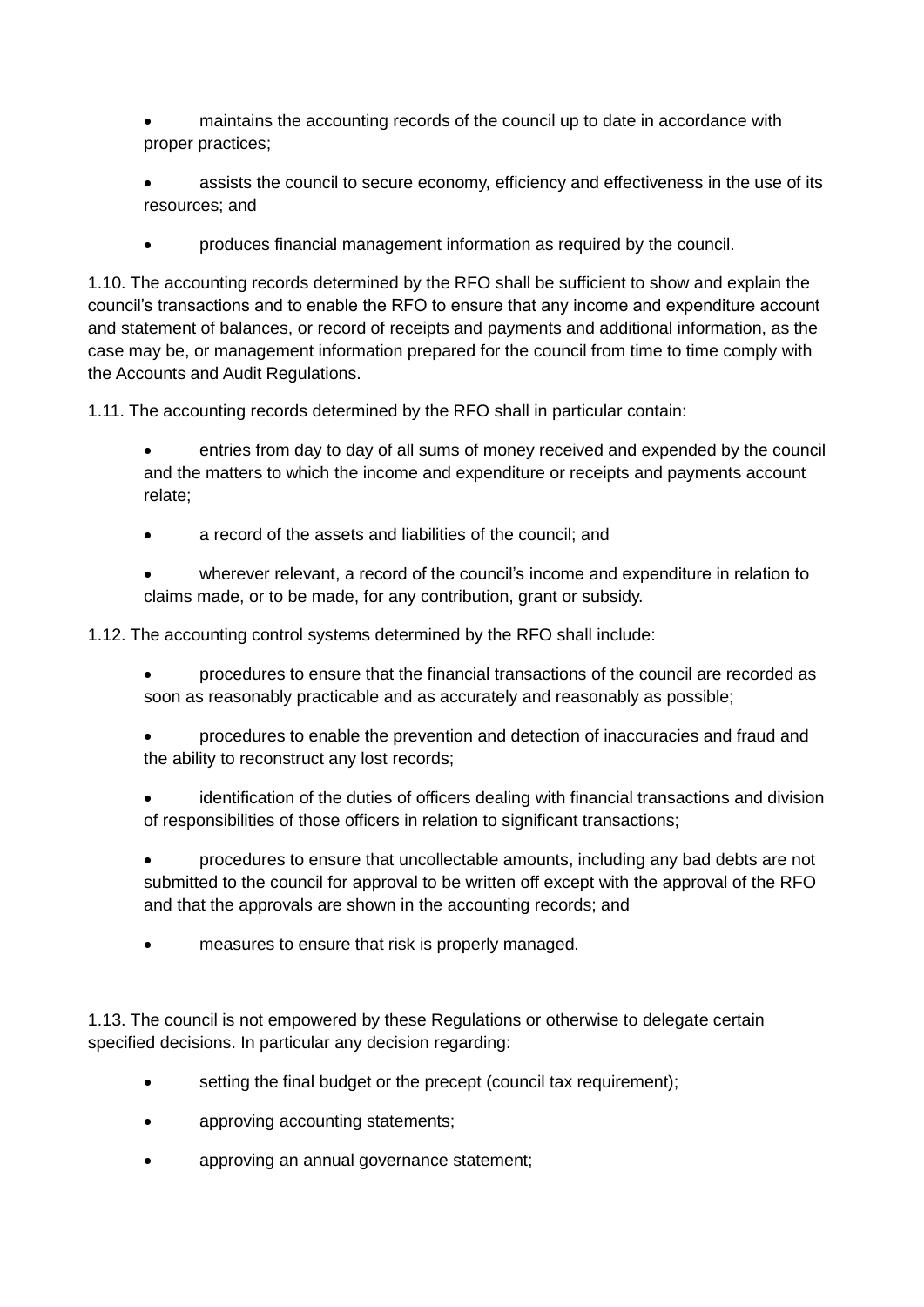- maintains the accounting records of the council up to date in accordance with proper practices;
- assists the council to secure economy, efficiency and effectiveness in the use of its resources; and
- produces financial management information as required by the council.

1.10. The accounting records determined by the RFO shall be sufficient to show and explain the council's transactions and to enable the RFO to ensure that any income and expenditure account and statement of balances, or record of receipts and payments and additional information, as the case may be, or management information prepared for the council from time to time comply with the Accounts and Audit Regulations.

1.11. The accounting records determined by the RFO shall in particular contain:

- entries from day to day of all sums of money received and expended by the council and the matters to which the income and expenditure or receipts and payments account relate;
- a record of the assets and liabilities of the council; and
- wherever relevant, a record of the council's income and expenditure in relation to claims made, or to be made, for any contribution, grant or subsidy.

1.12. The accounting control systems determined by the RFO shall include:

- procedures to ensure that the financial transactions of the council are recorded as soon as reasonably practicable and as accurately and reasonably as possible;
- procedures to enable the prevention and detection of inaccuracies and fraud and the ability to reconstruct any lost records;
- identification of the duties of officers dealing with financial transactions and division of responsibilities of those officers in relation to significant transactions;
- procedures to ensure that uncollectable amounts, including any bad debts are not submitted to the council for approval to be written off except with the approval of the RFO and that the approvals are shown in the accounting records; and
- measures to ensure that risk is properly managed.

1.13. The council is not empowered by these Regulations or otherwise to delegate certain specified decisions. In particular any decision regarding:

- setting the final budget or the precept (council tax requirement);
- approving accounting statements;
- approving an annual governance statement;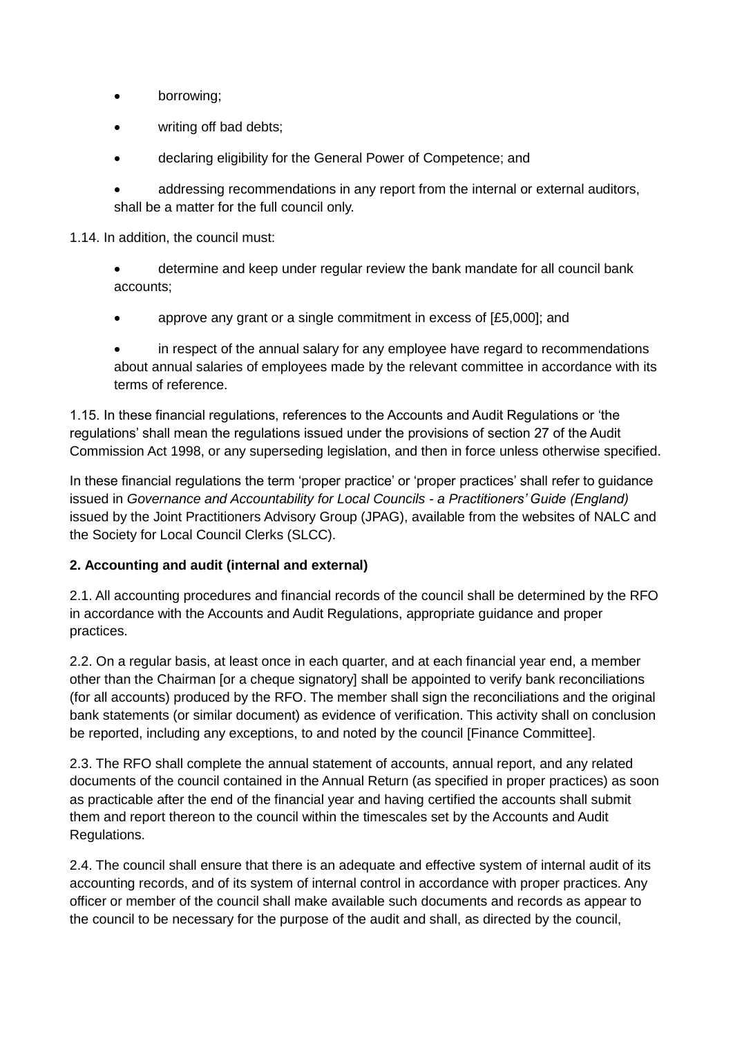- borrowing;
- writing off bad debts;
- declaring eligibility for the General Power of Competence; and
- addressing recommendations in any report from the internal or external auditors,

shall be a matter for the full council only.

1.14. In addition, the council must:

- determine and keep under regular review the bank mandate for all council bank accounts;
- approve any grant or a single commitment in excess of [£5,000]; and
- in respect of the annual salary for any employee have regard to recommendations about annual salaries of employees made by the relevant committee in accordance with its terms of reference.

1.15. In these financial regulations, references to the Accounts and Audit Regulations or 'the regulations' shall mean the regulations issued under the provisions of section 27 of the Audit Commission Act 1998, or any superseding legislation, and then in force unless otherwise specified.

In these financial regulations the term 'proper practice' or 'proper practices' shall refer to guidance issued in *Governance and Accountability for Local Councils - a Practitioners' Guide (England)* issued by the Joint Practitioners Advisory Group (JPAG), available from the websites of NALC and the Society for Local Council Clerks (SLCC).

**2. Accounting and audit (internal and external)**

2.1. All accounting procedures and financial records of the council shall be determined by the RFO in accordance with the Accounts and Audit Regulations, appropriate guidance and proper practices.

2.2. On a regular basis, at least once in each quarter, and at each financial year end, a member other than the Chairman [or a cheque signatory] shall be appointed to verify bank reconciliations (for all accounts) produced by the RFO. The member shall sign the reconciliations and the original bank statements (or similar document) as evidence of verification. This activity shall on conclusion be reported, including any exceptions, to and noted by the council [Finance Committee].

2.3. The RFO shall complete the annual statement of accounts, annual report, and any related documents of the council contained in the Annual Return (as specified in proper practices) as soon as practicable after the end of the financial year and having certified the accounts shall submit them and report thereon to the council within the timescales set by the Accounts and Audit Regulations.

2.4. The council shall ensure that there is an adequate and effective system of internal audit of its accounting records, and of its system of internal control in accordance with proper practices. Any officer or member of the council shall make available such documents and records as appear to the council to be necessary for the purpose of the audit and shall, as directed by the council,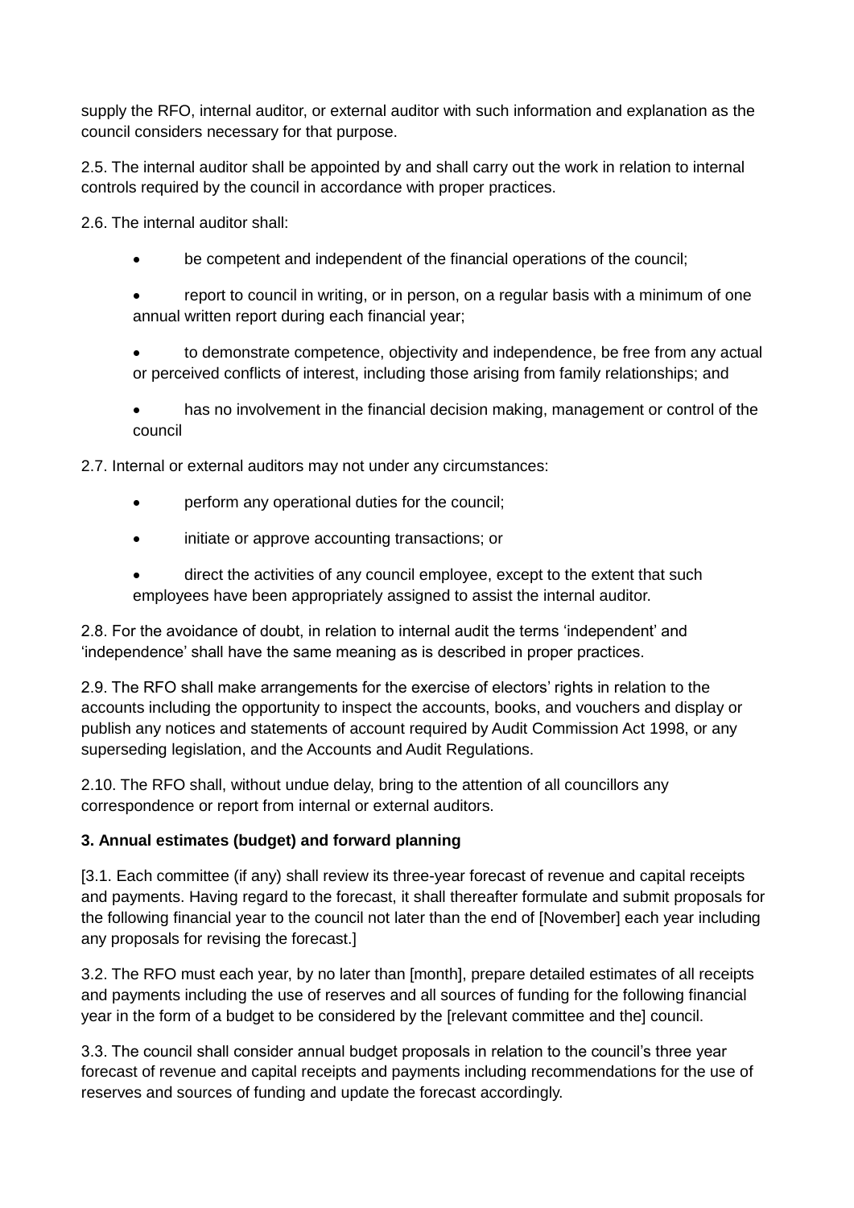supply the RFO, internal auditor, or external auditor with such information and explanation as the council considers necessary for that purpose.

2.5. The internal auditor shall be appointed by and shall carry out the work in relation to internal controls required by the council in accordance with proper practices.

2.6. The internal auditor shall:

- be competent and independent of the financial operations of the council;
- report to council in writing, or in person, on a regular basis with a minimum of one annual written report during each financial year;
- to demonstrate competence, objectivity and independence, be free from any actual or perceived conflicts of interest, including those arising from family relationships; and
- has no involvement in the financial decision making, management or control of the council

2.7. Internal or external auditors may not under any circumstances:

- perform any operational duties for the council;
- initiate or approve accounting transactions; or
- direct the activities of any council employee, except to the extent that such employees have been appropriately assigned to assist the internal auditor.

2.8. For the avoidance of doubt, in relation to internal audit the terms 'independent' and 'independence' shall have the same meaning as is described in proper practices.

2.9. The RFO shall make arrangements for the exercise of electors' rights in relation to the accounts including the opportunity to inspect the accounts, books, and vouchers and display or publish any notices and statements of account required by Audit Commission Act 1998, or any superseding legislation, and the Accounts and Audit Regulations.

2.10. The RFO shall, without undue delay, bring to the attention of all councillors any correspondence or report from internal or external auditors.

**3. Annual estimates (budget) and forward planning**

[3.1. Each committee (if any) shall review its three-year forecast of revenue and capital receipts and payments. Having regard to the forecast, it shall thereafter formulate and submit proposals for the following financial year to the council not later than the end of [November] each year including any proposals for revising the forecast.]

3.2. The RFO must each year, by no later than [month], prepare detailed estimates of all receipts and payments including the use of reserves and all sources of funding for the following financial year in the form of a budget to be considered by the [relevant committee and the] council.

3.3. The council shall consider annual budget proposals in relation to the council's three year forecast of revenue and capital receipts and payments including recommendations for the use of reserves and sources of funding and update the forecast accordingly.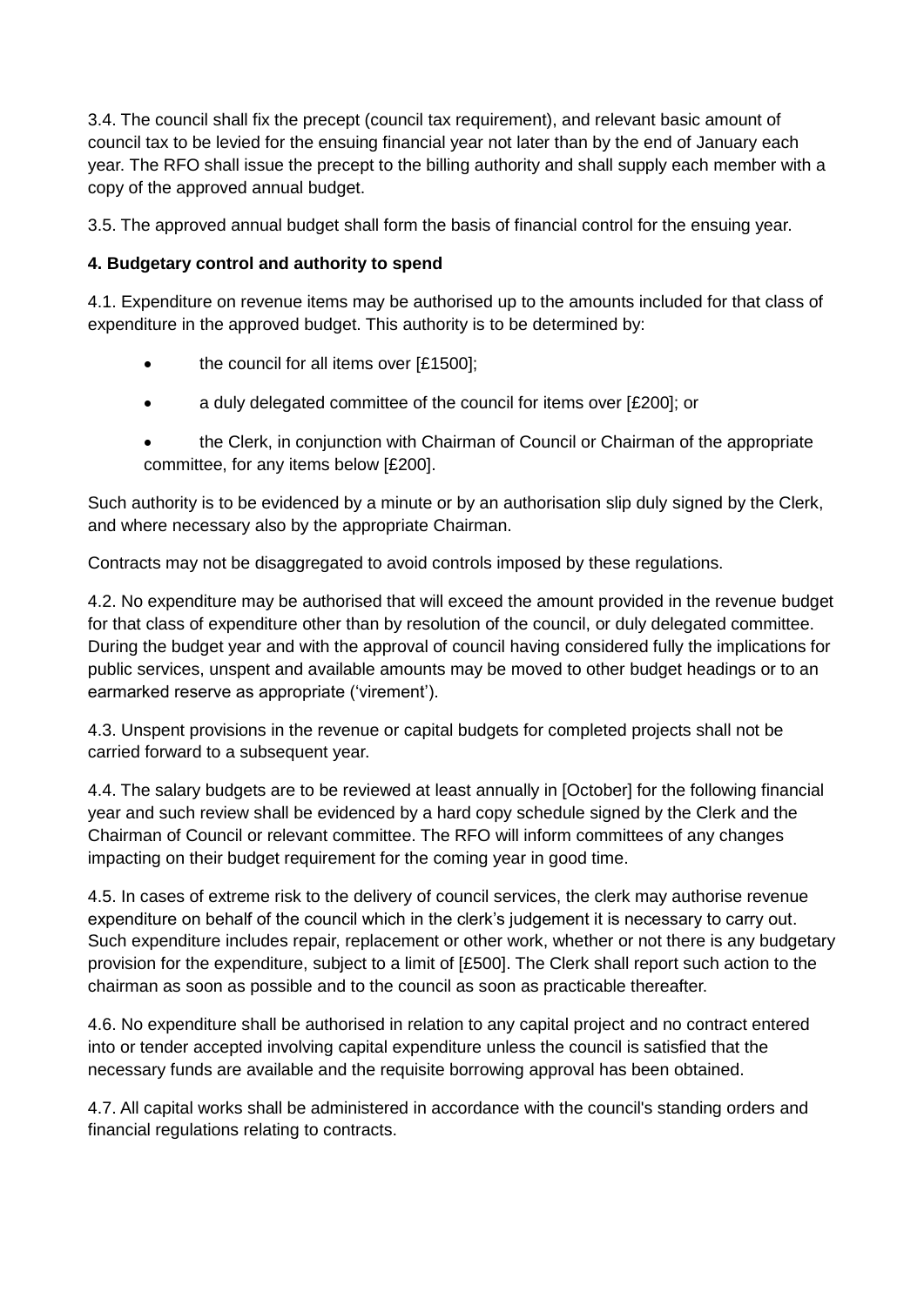3.4. The council shall fix the precept (council tax requirement), and relevant basic amount of council tax to be levied for the ensuing financial year not later than by the end of January each year. The RFO shall issue the precept to the billing authority and shall supply each member with a copy of the approved annual budget.

3.5. The approved annual budget shall form the basis of financial control for the ensuing year.

**4. Budgetary control and authority to spend**

4.1. Expenditure on revenue items may be authorised up to the amounts included for that class of expenditure in the approved budget. This authority is to be determined by:

- the council for all items over [£1500];
- a duly delegated committee of the council for items over [£200]; or
- the Clerk, in conjunction with Chairman of Council or Chairman of the appropriate committee, for any items below [£200].

Such authority is to be evidenced by a minute or by an authorisation slip duly signed by the Clerk, and where necessary also by the appropriate Chairman.

Contracts may not be disaggregated to avoid controls imposed by these regulations.

4.2. No expenditure may be authorised that will exceed the amount provided in the revenue budget for that class of expenditure other than by resolution of the council, or duly delegated committee. During the budget year and with the approval of council having considered fully the implications for public services, unspent and available amounts may be moved to other budget headings or to an earmarked reserve as appropriate ('virement').

4.3. Unspent provisions in the revenue or capital budgets for completed projects shall not be carried forward to a subsequent year.

4.4. The salary budgets are to be reviewed at least annually in [October] for the following financial year and such review shall be evidenced by a hard copy schedule signed by the Clerk and the Chairman of Council or relevant committee. The RFO will inform committees of any changes impacting on their budget requirement for the coming year in good time.

4.5. In cases of extreme risk to the delivery of council services, the clerk may authorise revenue expenditure on behalf of the council which in the clerk's judgement it is necessary to carry out. Such expenditure includes repair, replacement or other work, whether or not there is any budgetary provision for the expenditure, subject to a limit of [£500]. The Clerk shall report such action to the chairman as soon as possible and to the council as soon as practicable thereafter.

4.6. No expenditure shall be authorised in relation to any capital project and no contract entered into or tender accepted involving capital expenditure unless the council is satisfied that the necessary funds are available and the requisite borrowing approval has been obtained.

4.7. All capital works shall be administered in accordance with the council's standing orders and financial regulations relating to contracts.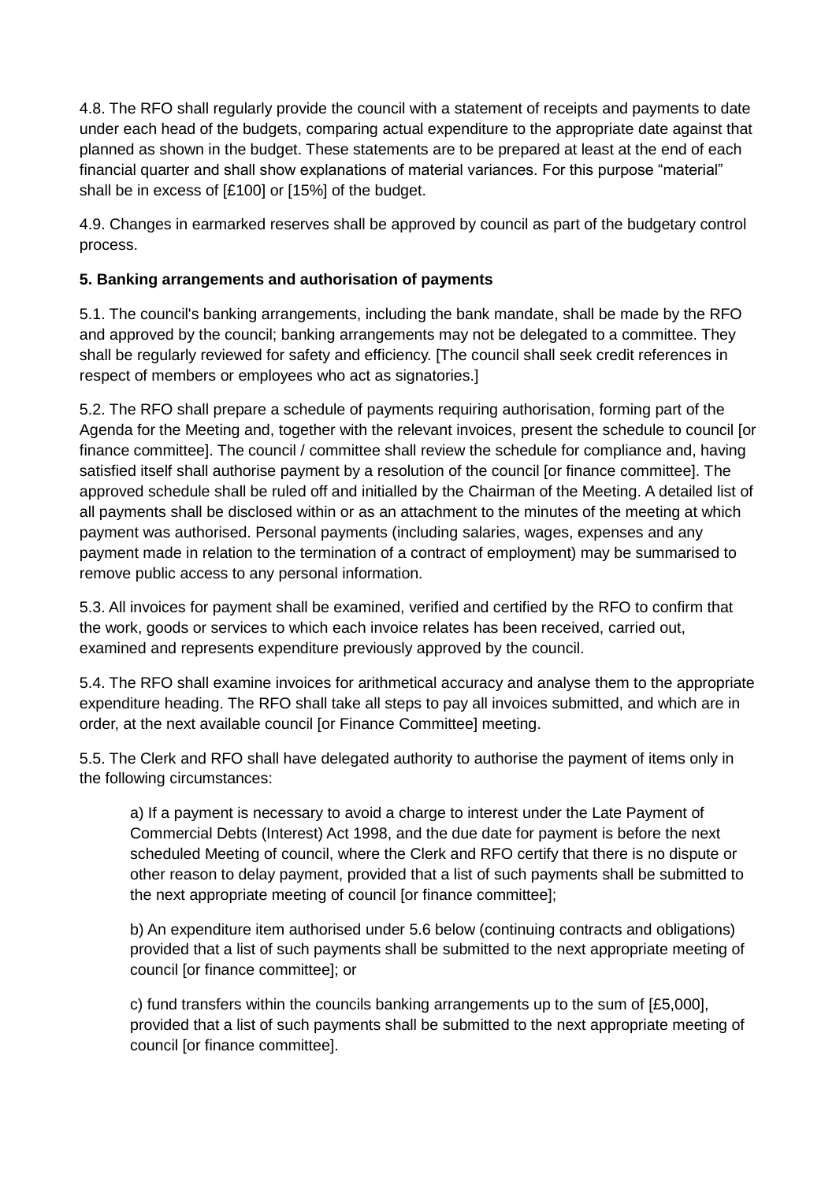4.8. The RFO shall regularly provide the council with a statement of receipts and payments to date under each head of the budgets, comparing actual expenditure to the appropriate date against that planned as shown in the budget. These statements are to be prepared at least at the end of each financial quarter and shall show explanations of material variances. For this purpose "material" shall be in excess of [£100] or [15%] of the budget.

4.9. Changes in earmarked reserves shall be approved by council as part of the budgetary control process.

**5. Banking arrangements and authorisation of payments**

5.1. The council's banking arrangements, including the bank mandate, shall be made by the RFO and approved by the council; banking arrangements may not be delegated to a committee. They shall be regularly reviewed for safety and efficiency. [The council shall seek credit references in respect of members or employees who act as signatories.]

5.2. The RFO shall prepare a schedule of payments requiring authorisation, forming part of the Agenda for the Meeting and, together with the relevant invoices, present the schedule to council [or finance committee]. The council / committee shall review the schedule for compliance and, having satisfied itself shall authorise payment by a resolution of the council [or finance committee]. The approved schedule shall be ruled off and initialled by the Chairman of the Meeting. A detailed list of all payments shall be disclosed within or as an attachment to the minutes of the meeting at which payment was authorised. Personal payments (including salaries, wages, expenses and any payment made in relation to the termination of a contract of employment) may be summarised to remove public access to any personal information.

5.3. All invoices for payment shall be examined, verified and certified by the RFO to confirm that the work, goods or services to which each invoice relates has been received, carried out, examined and represents expenditure previously approved by the council.

5.4. The RFO shall examine invoices for arithmetical accuracy and analyse them to the appropriate expenditure heading. The RFO shall take all steps to pay all invoices submitted, and which are in order, at the next available council [or Finance Committee] meeting.

5.5. The Clerk and RFO shall have delegated authority to authorise the payment of items only in the following circumstances:

> a) If a payment is necessary to avoid a charge to interest under the Late Payment of Commercial Debts (Interest) Act 1998, and the due date for payment is before the next scheduled Meeting of council, where the Clerk and RFO certify that there is no dispute or other reason to delay payment, provided that a list of such payments shall be submitted to the next appropriate meeting of council [or finance committee];
>
> b) An expenditure item authorised under 5.6 below (continuing contracts and obligations) provided that a list of such payments shall be submitted to the next appropriate meeting of council [or finance committee]; or
>
> c) fund transfers within the councils banking arrangements up to the sum of [£5,000], provided that a list of such payments shall be submitted to the next appropriate meeting of council [or finance committee].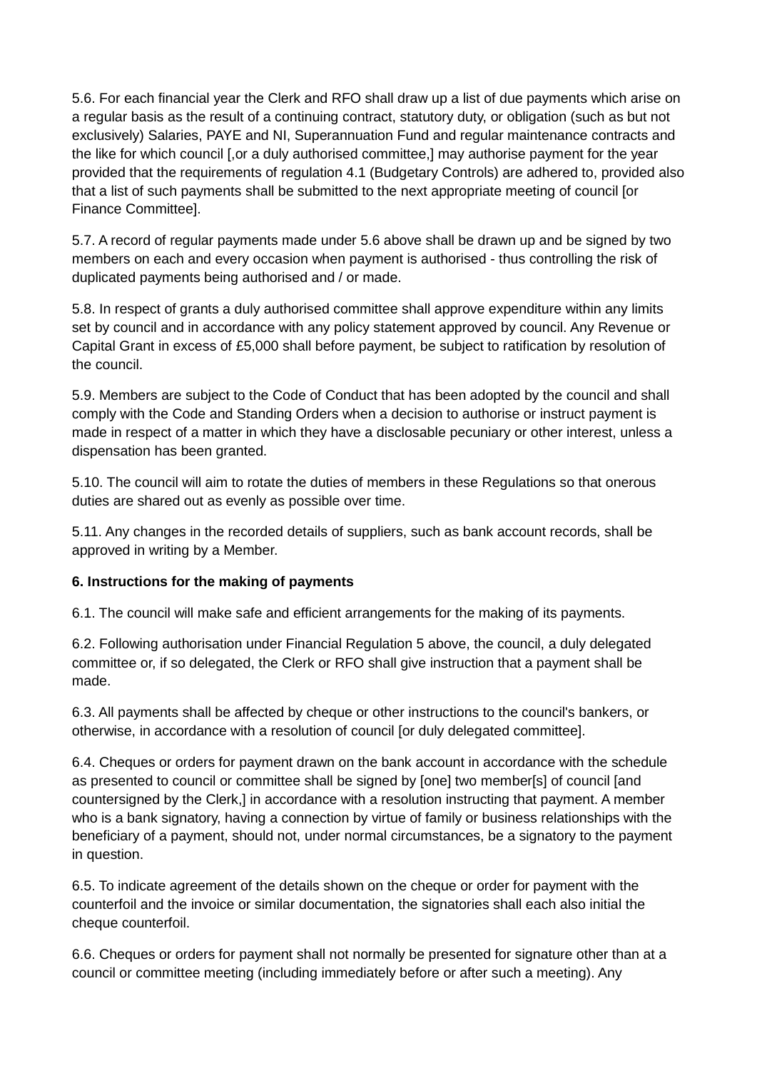5.6. For each financial year the Clerk and RFO shall draw up a list of due payments which arise on a regular basis as the result of a continuing contract, statutory duty, or obligation (such as but not exclusively) Salaries, PAYE and NI, Superannuation Fund and regular maintenance contracts and the like for which council [,or a duly authorised committee,] may authorise payment for the year provided that the requirements of regulation 4.1 (Budgetary Controls) are adhered to, provided also that a list of such payments shall be submitted to the next appropriate meeting of council [or Finance Committee].

5.7. A record of regular payments made under 5.6 above shall be drawn up and be signed by two members on each and every occasion when payment is authorised - thus controlling the risk of duplicated payments being authorised and / or made.

5.8. In respect of grants a duly authorised committee shall approve expenditure within any limits set by council and in accordance with any policy statement approved by council. Any Revenue or Capital Grant in excess of £5,000 shall before payment, be subject to ratification by resolution of the council.

5.9. Members are subject to the Code of Conduct that has been adopted by the council and shall comply with the Code and Standing Orders when a decision to authorise or instruct payment is made in respect of a matter in which they have a disclosable pecuniary or other interest, unless a dispensation has been granted.

5.10. The council will aim to rotate the duties of members in these Regulations so that onerous duties are shared out as evenly as possible over time.

5.11. Any changes in the recorded details of suppliers, such as bank account records, shall be approved in writing by a Member.

**6. Instructions for the making of payments**

6.1. The council will make safe and efficient arrangements for the making of its payments.

6.2. Following authorisation under Financial Regulation 5 above, the council, a duly delegated committee or, if so delegated, the Clerk or RFO shall give instruction that a payment shall be made.

6.3. All payments shall be affected by cheque or other instructions to the council's bankers, or otherwise, in accordance with a resolution of council [or duly delegated committee].

6.4. Cheques or orders for payment drawn on the bank account in accordance with the schedule as presented to council or committee shall be signed by [one] two member[s] of council [and countersigned by the Clerk,] in accordance with a resolution instructing that payment. A member who is a bank signatory, having a connection by virtue of family or business relationships with the beneficiary of a payment, should not, under normal circumstances, be a signatory to the payment in question.

6.5. To indicate agreement of the details shown on the cheque or order for payment with the counterfoil and the invoice or similar documentation, the signatories shall each also initial the cheque counterfoil.

6.6. Cheques or orders for payment shall not normally be presented for signature other than at a council or committee meeting (including immediately before or after such a meeting). Any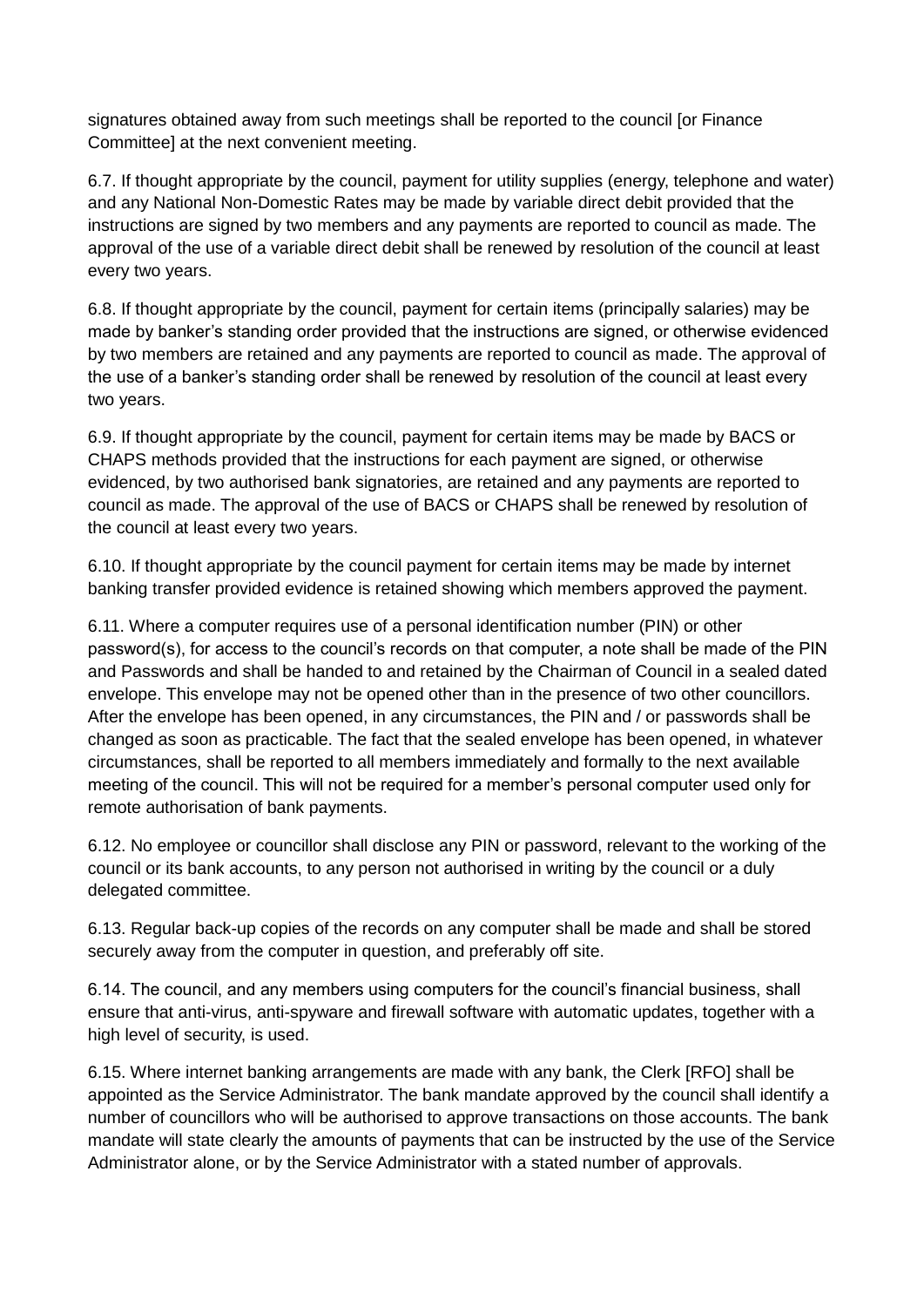signatures obtained away from such meetings shall be reported to the council [or Finance Committee] at the next convenient meeting.

6.7. If thought appropriate by the council, payment for utility supplies (energy, telephone and water) and any National Non-Domestic Rates may be made by variable direct debit provided that the instructions are signed by two members and any payments are reported to council as made. The approval of the use of a variable direct debit shall be renewed by resolution of the council at least every two years.

6.8. If thought appropriate by the council, payment for certain items (principally salaries) may be made by banker's standing order provided that the instructions are signed, or otherwise evidenced by two members are retained and any payments are reported to council as made. The approval of the use of a banker's standing order shall be renewed by resolution of the council at least every two years.

6.9. If thought appropriate by the council, payment for certain items may be made by BACS or CHAPS methods provided that the instructions for each payment are signed, or otherwise evidenced, by two authorised bank signatories, are retained and any payments are reported to council as made. The approval of the use of BACS or CHAPS shall be renewed by resolution of the council at least every two years.

6.10. If thought appropriate by the council payment for certain items may be made by internet banking transfer provided evidence is retained showing which members approved the payment.

6.11. Where a computer requires use of a personal identification number (PIN) or other password(s), for access to the council's records on that computer, a note shall be made of the PIN and Passwords and shall be handed to and retained by the Chairman of Council in a sealed dated envelope. This envelope may not be opened other than in the presence of two other councillors. After the envelope has been opened, in any circumstances, the PIN and / or passwords shall be changed as soon as practicable. The fact that the sealed envelope has been opened, in whatever circumstances, shall be reported to all members immediately and formally to the next available meeting of the council. This will not be required for a member's personal computer used only for remote authorisation of bank payments.

6.12. No employee or councillor shall disclose any PIN or password, relevant to the working of the council or its bank accounts, to any person not authorised in writing by the council or a duly delegated committee.

6.13. Regular back-up copies of the records on any computer shall be made and shall be stored securely away from the computer in question, and preferably off site.

6.14. The council, and any members using computers for the council's financial business, shall ensure that anti-virus, anti-spyware and firewall software with automatic updates, together with a high level of security, is used.

6.15. Where internet banking arrangements are made with any bank, the Clerk [RFO] shall be appointed as the Service Administrator. The bank mandate approved by the council shall identify a number of councillors who will be authorised to approve transactions on those accounts. The bank mandate will state clearly the amounts of payments that can be instructed by the use of the Service Administrator alone, or by the Service Administrator with a stated number of approvals.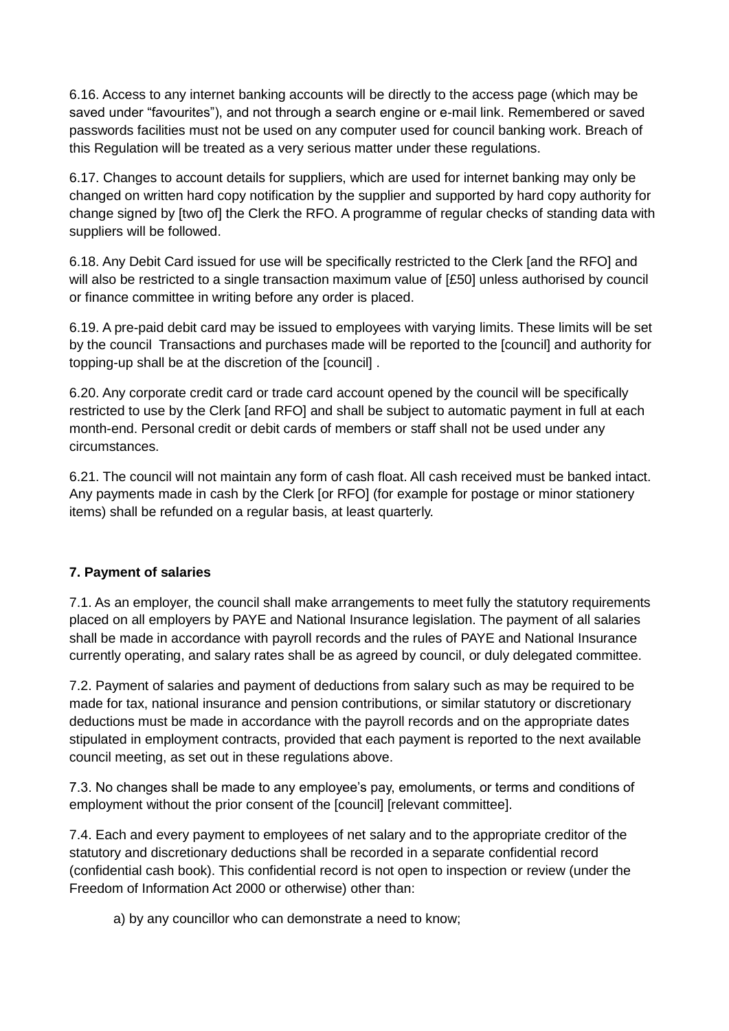6.16. Access to any internet banking accounts will be directly to the access page (which may be saved under “favourites”), and not through a search engine or e-mail link. Remembered or saved passwords facilities must not be used on any computer used for council banking work. Breach of this Regulation will be treated as a very serious matter under these regulations.

6.17. Changes to account details for suppliers, which are used for internet banking may only be changed on written hard copy notification by the supplier and supported by hard copy authority for change signed by [two of] the Clerk the RFO. A programme of regular checks of standing data with suppliers will be followed.

6.18. Any Debit Card issued for use will be specifically restricted to the Clerk [and the RFO] and will also be restricted to a single transaction maximum value of [£50] unless authorised by council or finance committee in writing before any order is placed.

6.19. A pre-paid debit card may be issued to employees with varying limits. These limits will be set by the council Transactions and purchases made will be reported to the [council] and authority for topping-up shall be at the discretion of the [council] .

6.20. Any corporate credit card or trade card account opened by the council will be specifically restricted to use by the Clerk [and RFO] and shall be subject to automatic payment in full at each month-end. Personal credit or debit cards of members or staff shall not be used under any circumstances.

6.21. The council will not maintain any form of cash float. All cash received must be banked intact. Any payments made in cash by the Clerk [or RFO] (for example for postage or minor stationery items) shall be refunded on a regular basis, at least quarterly.

**7. Payment of salaries**

7.1. As an employer, the council shall make arrangements to meet fully the statutory requirements placed on all employers by PAYE and National Insurance legislation. The payment of all salaries shall be made in accordance with payroll records and the rules of PAYE and National Insurance currently operating, and salary rates shall be as agreed by council, or duly delegated committee.

7.2. Payment of salaries and payment of deductions from salary such as may be required to be made for tax, national insurance and pension contributions, or similar statutory or discretionary deductions must be made in accordance with the payroll records and on the appropriate dates stipulated in employment contracts, provided that each payment is reported to the next available council meeting, as set out in these regulations above.

7.3. No changes shall be made to any employee’s pay, emoluments, or terms and conditions of employment without the prior consent of the [council] [relevant committee].

7.4. Each and every payment to employees of net salary and to the appropriate creditor of the statutory and discretionary deductions shall be recorded in a separate confidential record (confidential cash book). This confidential record is not open to inspection or review (under the Freedom of Information Act 2000 or otherwise) other than:

a) by any councillor who can demonstrate a need to know;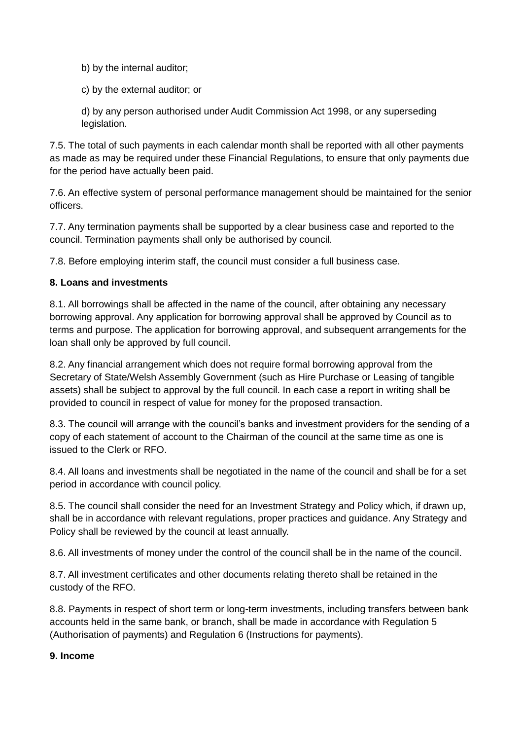b) by the internal auditor;

c) by the external auditor; or

d) by any person authorised under Audit Commission Act 1998, or any superseding legislation.

7.5. The total of such payments in each calendar month shall be reported with all other payments as made as may be required under these Financial Regulations, to ensure that only payments due for the period have actually been paid.

7.6. An effective system of personal performance management should be maintained for the senior officers.

7.7. Any termination payments shall be supported by a clear business case and reported to the council. Termination payments shall only be authorised by council.

7.8. Before employing interim staff, the council must consider a full business case.

**8. Loans and investments**

8.1. All borrowings shall be affected in the name of the council, after obtaining any necessary borrowing approval. Any application for borrowing approval shall be approved by Council as to terms and purpose. The application for borrowing approval, and subsequent arrangements for the loan shall only be approved by full council.

8.2. Any financial arrangement which does not require formal borrowing approval from the Secretary of State/Welsh Assembly Government (such as Hire Purchase or Leasing of tangible assets) shall be subject to approval by the full council. In each case a report in writing shall be provided to council in respect of value for money for the proposed transaction.

8.3. The council will arrange with the council's banks and investment providers for the sending of a copy of each statement of account to the Chairman of the council at the same time as one is issued to the Clerk or RFO.

8.4. All loans and investments shall be negotiated in the name of the council and shall be for a set period in accordance with council policy.

8.5. The council shall consider the need for an Investment Strategy and Policy which, if drawn up, shall be in accordance with relevant regulations, proper practices and guidance. Any Strategy and Policy shall be reviewed by the council at least annually.

8.6. All investments of money under the control of the council shall be in the name of the council.

8.7. All investment certificates and other documents relating thereto shall be retained in the custody of the RFO.

8.8. Payments in respect of short term or long-term investments, including transfers between bank accounts held in the same bank, or branch, shall be made in accordance with Regulation 5 (Authorisation of payments) and Regulation 6 (Instructions for payments).

**9. Income**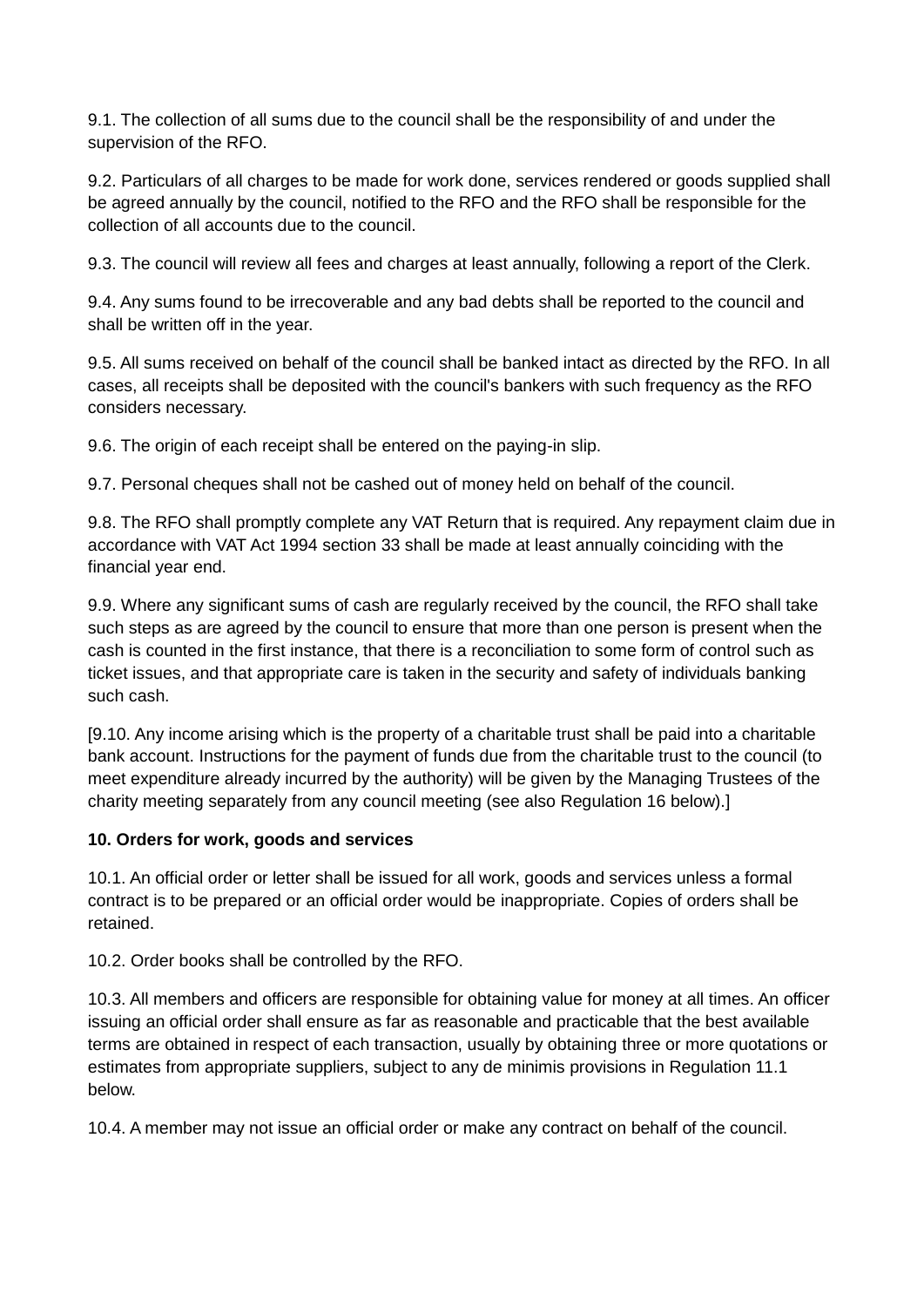9.1. The collection of all sums due to the council shall be the responsibility of and under the supervision of the RFO.

9.2. Particulars of all charges to be made for work done, services rendered or goods supplied shall be agreed annually by the council, notified to the RFO and the RFO shall be responsible for the collection of all accounts due to the council.

9.3. The council will review all fees and charges at least annually, following a report of the Clerk.

9.4. Any sums found to be irrecoverable and any bad debts shall be reported to the council and shall be written off in the year.

9.5. All sums received on behalf of the council shall be banked intact as directed by the RFO. In all cases, all receipts shall be deposited with the council's bankers with such frequency as the RFO considers necessary.

9.6. The origin of each receipt shall be entered on the paying-in slip.

9.7. Personal cheques shall not be cashed out of money held on behalf of the council.

9.8. The RFO shall promptly complete any VAT Return that is required. Any repayment claim due in accordance with VAT Act 1994 section 33 shall be made at least annually coinciding with the financial year end.

9.9. Where any significant sums of cash are regularly received by the council, the RFO shall take such steps as are agreed by the council to ensure that more than one person is present when the cash is counted in the first instance, that there is a reconciliation to some form of control such as ticket issues, and that appropriate care is taken in the security and safety of individuals banking such cash.

[9.10. Any income arising which is the property of a charitable trust shall be paid into a charitable bank account. Instructions for the payment of funds due from the charitable trust to the council (to meet expenditure already incurred by the authority) will be given by the Managing Trustees of the charity meeting separately from any council meeting (see also Regulation 16 below).]

**10. Orders for work, goods and services**

10.1. An official order or letter shall be issued for all work, goods and services unless a formal contract is to be prepared or an official order would be inappropriate. Copies of orders shall be retained.

10.2. Order books shall be controlled by the RFO.

10.3. All members and officers are responsible for obtaining value for money at all times. An officer issuing an official order shall ensure as far as reasonable and practicable that the best available terms are obtained in respect of each transaction, usually by obtaining three or more quotations or estimates from appropriate suppliers, subject to any de minimis provisions in Regulation 11.1 below.

10.4. A member may not issue an official order or make any contract on behalf of the council.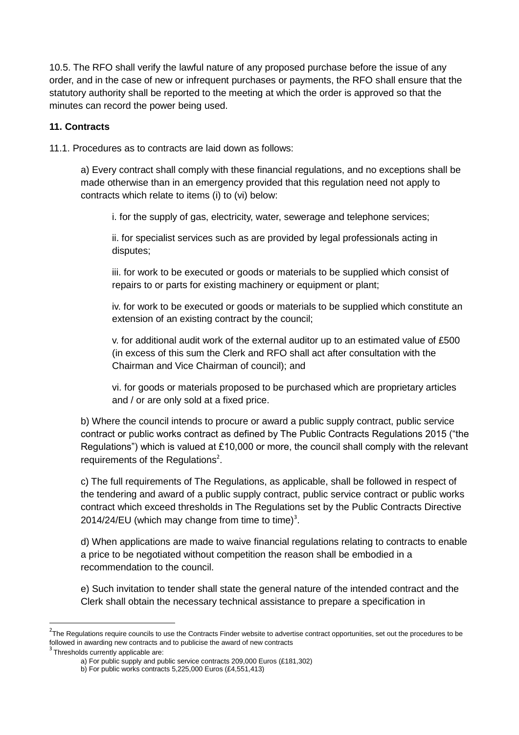10.5. The RFO shall verify the lawful nature of any proposed purchase before the issue of any order, and in the case of new or infrequent purchases or payments, the RFO shall ensure that the statutory authority shall be reported to the meeting at which the order is approved so that the minutes can record the power being used.

**11. Contracts**

11.1. Procedures as to contracts are laid down as follows:

a) Every contract shall comply with these financial regulations, and no exceptions shall be made otherwise than in an emergency provided that this regulation need not apply to contracts which relate to items (i) to (vi) below:

i. for the supply of gas, electricity, water, sewerage and telephone services;

ii. for specialist services such as are provided by legal professionals acting in disputes;

iii. for work to be executed or goods or materials to be supplied which consist of repairs to or parts for existing machinery or equipment or plant;

iv. for work to be executed or goods or materials to be supplied which constitute an extension of an existing contract by the council;

v. for additional audit work of the external auditor up to an estimated value of £500 (in excess of this sum the Clerk and RFO shall act after consultation with the Chairman and Vice Chairman of council); and

vi. for goods or materials proposed to be purchased which are proprietary articles and / or are only sold at a fixed price.

b) Where the council intends to procure or award a public supply contract, public service contract or public works contract as defined by The Public Contracts Regulations 2015 ("the Regulations") which is valued at £10,000 or more, the council shall comply with the relevant requirements of the Regulations[2].

c) The full requirements of The Regulations, as applicable, shall be followed in respect of the tendering and award of a public supply contract, public service contract or public works contract which exceed thresholds in The Regulations set by the Public Contracts Directive 2014/24/EU (which may change from time to time)[3].

d) When applications are made to waive financial regulations relating to contracts to enable a price to be negotiated without competition the reason shall be embodied in a recommendation to the council.

e) Such invitation to tender shall state the general nature of the intended contract and the Clerk shall obtain the necessary technical assistance to prepare a specification in

---

[2] The Regulations require councils to use the Contracts Finder website to advertise contract opportunities, set out the procedures to be followed in awarding new contracts and to publicise the award of new contracts

[3] Thresholds currently applicable are:

a) For public supply and public service contracts 209,000 Euros (£181,302)

b) For public works contracts 5,225,000 Euros (£4,551,413)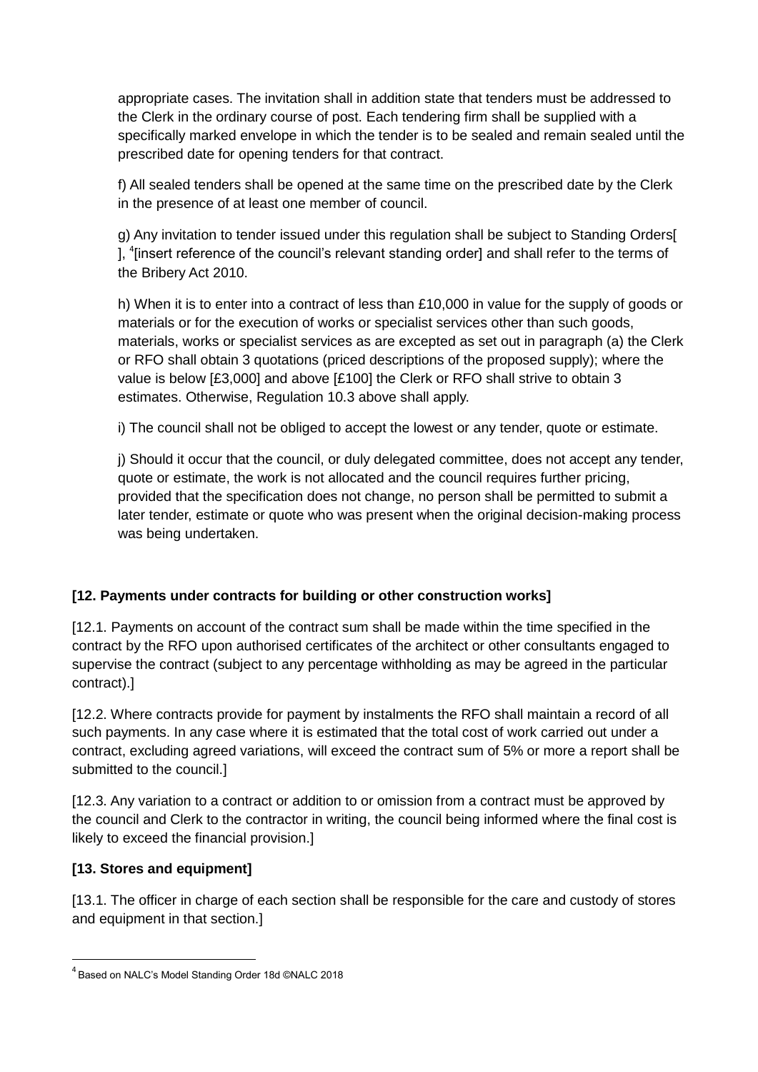appropriate cases. The invitation shall in addition state that tenders must be addressed to the Clerk in the ordinary course of post. Each tendering firm shall be supplied with a specifically marked envelope in which the tender is to be sealed and remain sealed until the prescribed date for opening tenders for that contract.

f) All sealed tenders shall be opened at the same time on the prescribed date by the Clerk in the presence of at least one member of council.

g) Any invitation to tender issued under this regulation shall be subject to Standing Orders[ ], [4][insert reference of the council's relevant standing order] and shall refer to the terms of the Bribery Act 2010.

h) When it is to enter into a contract of less than £10,000 in value for the supply of goods or materials or for the execution of works or specialist services other than such goods, materials, works or specialist services as are excepted as set out in paragraph (a) the Clerk or RFO shall obtain 3 quotations (priced descriptions of the proposed supply); where the value is below [£3,000] and above [£100] the Clerk or RFO shall strive to obtain 3 estimates. Otherwise, Regulation 10.3 above shall apply.

i) The council shall not be obliged to accept the lowest or any tender, quote or estimate.

j) Should it occur that the council, or duly delegated committee, does not accept any tender, quote or estimate, the work is not allocated and the council requires further pricing, provided that the specification does not change, no person shall be permitted to submit a later tender, estimate or quote who was present when the original decision-making process was being undertaken.

**[12. Payments under contracts for building or other construction works]**

[12.1. Payments on account of the contract sum shall be made within the time specified in the contract by the RFO upon authorised certificates of the architect or other consultants engaged to supervise the contract (subject to any percentage withholding as may be agreed in the particular contract).]

[12.2. Where contracts provide for payment by instalments the RFO shall maintain a record of all such payments. In any case where it is estimated that the total cost of work carried out under a contract, excluding agreed variations, will exceed the contract sum of 5% or more a report shall be submitted to the council.]

[12.3. Any variation to a contract or addition to or omission from a contract must be approved by the council and Clerk to the contractor in writing, the council being informed where the final cost is likely to exceed the financial provision.]

**[13. Stores and equipment]**

[13.1. The officer in charge of each section shall be responsible for the care and custody of stores and equipment in that section.]

---

[4] Based on NALC's Model Standing Order 18d ©NALC 2018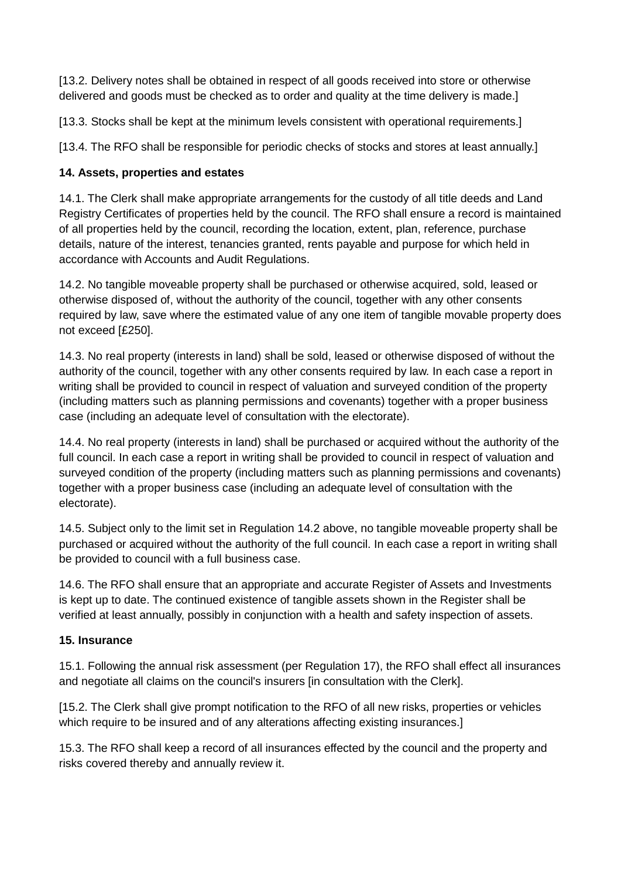[13.2. Delivery notes shall be obtained in respect of all goods received into store or otherwise delivered and goods must be checked as to order and quality at the time delivery is made.]

[13.3. Stocks shall be kept at the minimum levels consistent with operational requirements.]

[13.4. The RFO shall be responsible for periodic checks of stocks and stores at least annually.]

**14. Assets, properties and estates**

14.1. The Clerk shall make appropriate arrangements for the custody of all title deeds and Land Registry Certificates of properties held by the council. The RFO shall ensure a record is maintained of all properties held by the council, recording the location, extent, plan, reference, purchase details, nature of the interest, tenancies granted, rents payable and purpose for which held in accordance with Accounts and Audit Regulations.

14.2. No tangible moveable property shall be purchased or otherwise acquired, sold, leased or otherwise disposed of, without the authority of the council, together with any other consents required by law, save where the estimated value of any one item of tangible movable property does not exceed [£250].

14.3. No real property (interests in land) shall be sold, leased or otherwise disposed of without the authority of the council, together with any other consents required by law. In each case a report in writing shall be provided to council in respect of valuation and surveyed condition of the property (including matters such as planning permissions and covenants) together with a proper business case (including an adequate level of consultation with the electorate).

14.4. No real property (interests in land) shall be purchased or acquired without the authority of the full council. In each case a report in writing shall be provided to council in respect of valuation and surveyed condition of the property (including matters such as planning permissions and covenants) together with a proper business case (including an adequate level of consultation with the electorate).

14.5. Subject only to the limit set in Regulation 14.2 above, no tangible moveable property shall be purchased or acquired without the authority of the full council. In each case a report in writing shall be provided to council with a full business case.

14.6. The RFO shall ensure that an appropriate and accurate Register of Assets and Investments is kept up to date. The continued existence of tangible assets shown in the Register shall be verified at least annually, possibly in conjunction with a health and safety inspection of assets.

**15. Insurance**

15.1. Following the annual risk assessment (per Regulation 17), the RFO shall effect all insurances and negotiate all claims on the council's insurers [in consultation with the Clerk].

[15.2. The Clerk shall give prompt notification to the RFO of all new risks, properties or vehicles which require to be insured and of any alterations affecting existing insurances.]

15.3. The RFO shall keep a record of all insurances effected by the council and the property and risks covered thereby and annually review it.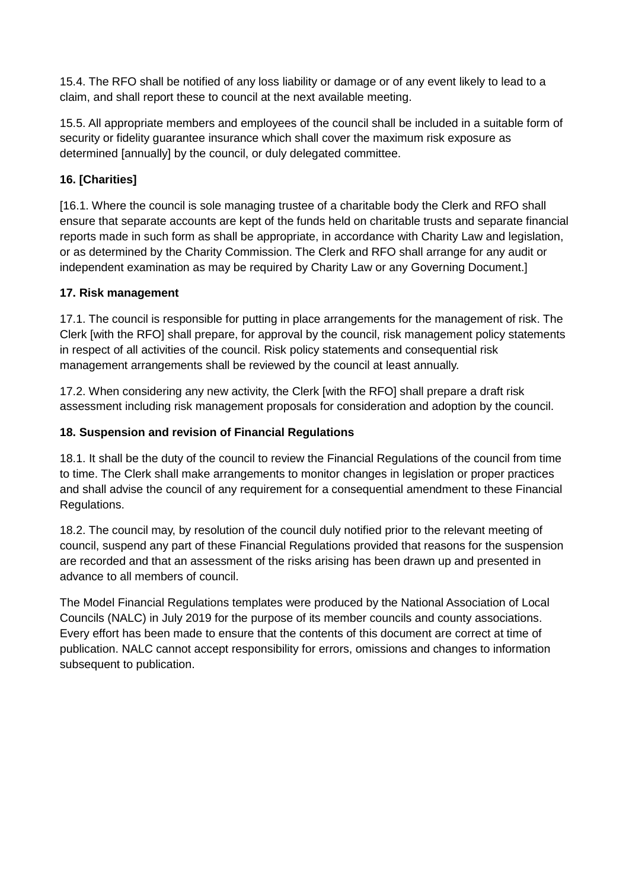15.4. The RFO shall be notified of any loss liability or damage or of any event likely to lead to a claim, and shall report these to council at the next available meeting.

15.5. All appropriate members and employees of the council shall be included in a suitable form of security or fidelity guarantee insurance which shall cover the maximum risk exposure as determined [annually] by the council, or duly delegated committee.

**16. [Charities]**

[16.1. Where the council is sole managing trustee of a charitable body the Clerk and RFO shall ensure that separate accounts are kept of the funds held on charitable trusts and separate financial reports made in such form as shall be appropriate, in accordance with Charity Law and legislation, or as determined by the Charity Commission. The Clerk and RFO shall arrange for any audit or independent examination as may be required by Charity Law or any Governing Document.]

**17. Risk management**

17.1. The council is responsible for putting in place arrangements for the management of risk. The Clerk [with the RFO] shall prepare, for approval by the council, risk management policy statements in respect of all activities of the council. Risk policy statements and consequential risk management arrangements shall be reviewed by the council at least annually.

17.2. When considering any new activity, the Clerk [with the RFO] shall prepare a draft risk assessment including risk management proposals for consideration and adoption by the council.

**18. Suspension and revision of Financial Regulations**

18.1. It shall be the duty of the council to review the Financial Regulations of the council from time to time. The Clerk shall make arrangements to monitor changes in legislation or proper practices and shall advise the council of any requirement for a consequential amendment to these Financial Regulations.

18.2. The council may, by resolution of the council duly notified prior to the relevant meeting of council, suspend any part of these Financial Regulations provided that reasons for the suspension are recorded and that an assessment of the risks arising has been drawn up and presented in advance to all members of council.

The Model Financial Regulations templates were produced by the National Association of Local Councils (NALC) in July 2019 for the purpose of its member councils and county associations. Every effort has been made to ensure that the contents of this document are correct at time of publication. NALC cannot accept responsibility for errors, omissions and changes to information subsequent to publication.